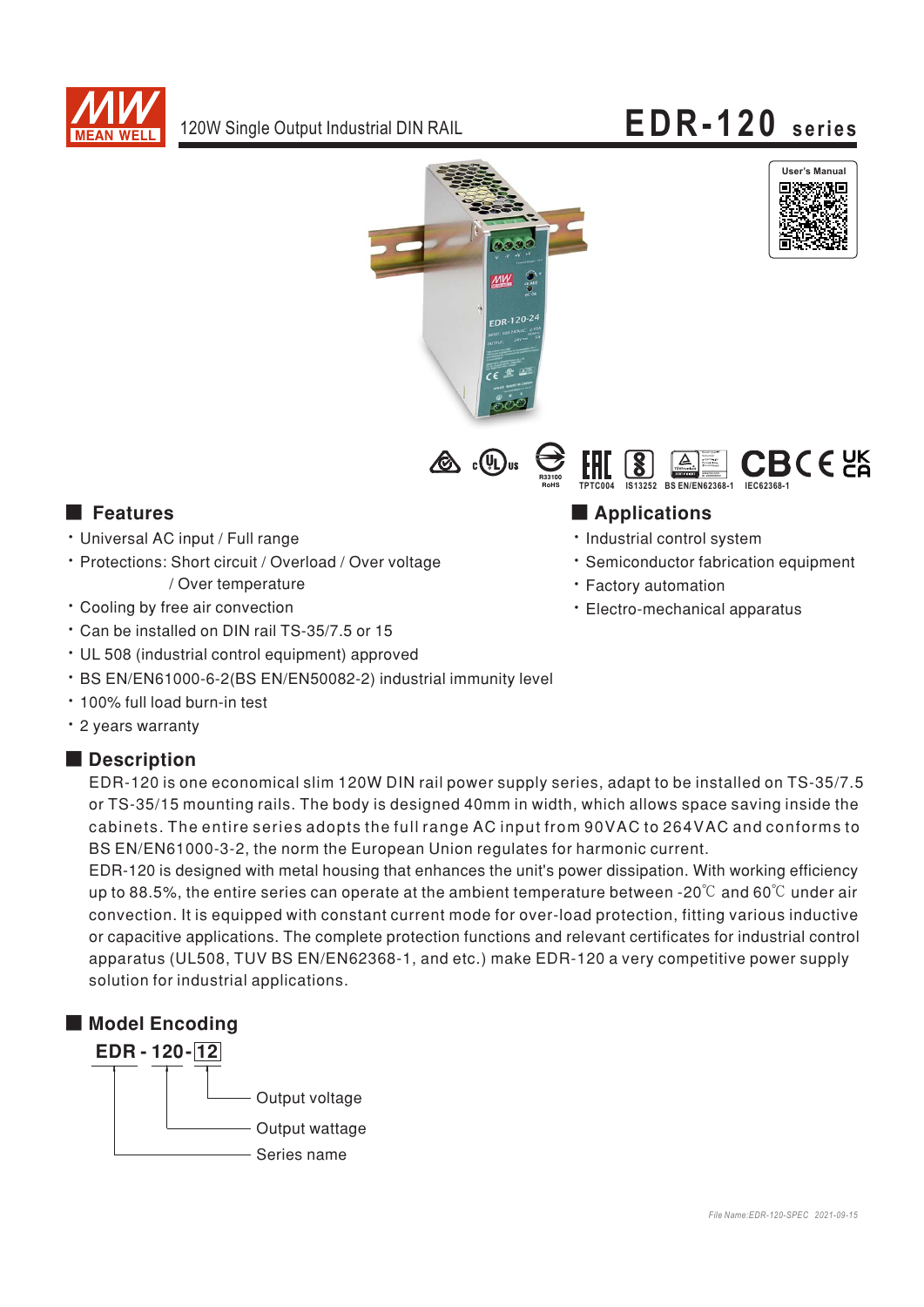# EDR-120 series

120W Single Output Industrial DIN RAIL

User's Manual

R33100 RoHS | TPTC004 | IS13252 | BS EN/EN62368-1 | IEC62368-1

## Features

- Universal AC input / Full range
- Protections: Short circuit / Overload / Over voltage / Over temperature
- Cooling by free air convection
- Can be installed on DIN rail TS-35/7.5 or 15
- UL 508 (industrial control equipment) approved
- BS EN/EN61000-6-2(BS EN/EN50082-2) industrial immunity level
- 100% full load burn-in test
- 2 years warranty

## Applications

- Industrial control system
- Semiconductor fabrication equipment
- Factory automation
- Electro-mechanical apparatus

## Description

EDR-120 is one economical slim 120W DIN rail power supply series, adapt to be installed on TS-35/7.5 or TS-35/15 mounting rails. The body is designed 40mm in width, which allows space saving inside the cabinets. The entire series adopts the full range AC input from 90VAC to 264VAC and conforms to BS EN/EN61000-3-2, the norm the European Union regulates for harmonic current.

EDR-120 is designed with metal housing that enhances the unit's power dissipation. With working efficiency up to 88.5%, the entire series can operate at the ambient temperature between -20℃ and 60℃ under air convection. It is equipped with constant current mode for over-load protection, fitting various inductive or capacitive applications. The complete protection functions and relevant certificates for industrial control apparatus (UL508, TUV BS EN/EN62368-1, and etc.) make EDR-120 a very competitive power supply solution for industrial applications.

## Model Encoding

**EDR - 120 - 12**

- 12: Output voltage
- 120: Output wattage
- EDR: Series name

File Name:EDR-120-SPEC 2021-09-15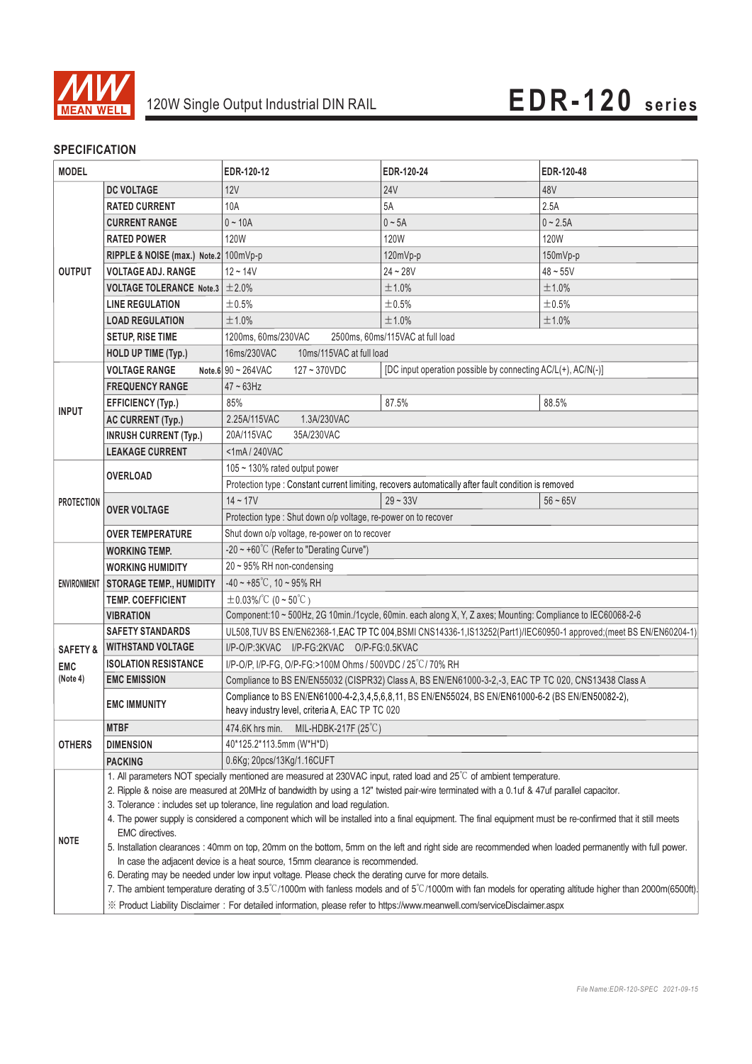120W Single Output Industrial DIN RAIL

# EDR-120 series

## SPECIFICATION

| MODEL | | EDR-120-12 | EDR-120-24 | EDR-120-48 |
|---|---|---|---|---|
| OUTPUT | DC VOLTAGE | 12V | 24V | 48V |
| | RATED CURRENT | 10A | 5A | 2.5A |
| | CURRENT RANGE | 0 ~ 10A | 0 ~ 5A | 0 ~ 2.5A |
| | RATED POWER | 120W | 120W | 120W |
| | RIPPLE & NOISE (max.) Note.2 | 100mVp-p | 120mVp-p | 150mVp-p |
| | VOLTAGE ADJ. RANGE | 12 ~ 14V | 24 ~ 28V | 48 ~ 55V |
| | VOLTAGE TOLERANCE Note.3 | ±2.0% | ±1.0% | ±1.0% |
| | LINE REGULATION | ±0.5% | ±0.5% | ±0.5% |
| | LOAD REGULATION | ±1.0% | ±1.0% | ±1.0% |
| | SETUP, RISE TIME | 1200ms, 60ms/230VAC 2500ms, 60ms/115VAC at full load | | |
| | HOLD UP TIME (Typ.) | 16ms/230VAC 10ms/115VAC at full load | | |
| INPUT | VOLTAGE RANGE Note.6 | 90 ~ 264VAC 127 ~ 370VDC | [DC input operation possible by connecting AC/L(+), AC/N(-)] | |
| | FREQUENCY RANGE | 47 ~ 63Hz | | |
| | EFFICIENCY (Typ.) | 85% | 87.5% | 88.5% |
| | AC CURRENT (Typ.) | 2.25A/115VAC 1.3A/230VAC | | |
| | INRUSH CURRENT (Typ.) | 20A/115VAC 35A/230VAC | | |
| | LEAKAGE CURRENT | <1mA / 240VAC | | |
| PROTECTION | OVERLOAD | 105 ~ 130% rated output power | | |
| | | Protection type : Constant current limiting, recovers automatically after fault condition is removed | | |
| | OVER VOLTAGE | 14 ~ 17V | 29 ~ 33V | 56 ~ 65V |
| | | Protection type : Shut down o/p voltage, re-power on to recover | | |
| | OVER TEMPERATURE | Shut down o/p voltage, re-power on to recover | | |
| ENVIRONMENT | WORKING TEMP. | -20 ~ +60℃ (Refer to "Derating Curve") | | |
| | WORKING HUMIDITY | 20 ~ 95% RH non-condensing | | |
| | STORAGE TEMP., HUMIDITY | -40 ~ +85℃, 10 ~ 95% RH | | |
| | TEMP. COEFFICIENT | ±0.03%/℃ (0 ~ 50℃) | | |
| | VIBRATION | Component:10 ~ 500Hz, 2G 10min./1cycle, 60min. each along X, Y, Z axes; Mounting: Compliance to IEC60068-2-6 | | |
| SAFETY & EMC (Note 4) | SAFETY STANDARDS | UL508,TUV BS EN/EN62368-1,EAC TP TC 004,BSMI CNS14336-1,IS13252(Part1)/IEC60950-1 approved;(meet BS EN/EN60204-1) | | |
| | WITHSTAND VOLTAGE | I/P-O/P:3KVAC I/P-FG:2KVAC O/P-FG:0.5KVAC | | |
| | ISOLATION RESISTANCE | I/P-O/P, I/P-FG, O/P-FG:>100M Ohms / 500VDC / 25℃/ 70% RH | | |
| | EMC EMISSION | Compliance to BS EN/EN55032 (CISPR32) Class A, BS EN/EN61000-3-2,-3, EAC TP TC 020, CNS13438 Class A | | |
| | EMC IMMUNITY | Compliance to BS EN/EN61000-4-2,3,4,5,6,8,11, BS EN/EN55024, BS EN/EN61000-6-2 (BS EN/EN50082-2), heavy industry level, criteria A, EAC TP TC 020 | | |
| OTHERS | MTBF | 474.6K hrs min. MIL-HDBK-217F (25℃) | | |
| | DIMENSION | 40*125.2*113.5mm (W*H*D) | | |
| | PACKING | 0.6Kg; 20pcs/13Kg/1.16CUFT | | |

**NOTE**

1. All parameters NOT specially mentioned are measured at 230VAC input, rated load and 25℃ of ambient temperature.
2. Ripple & noise are measured at 20MHz of bandwidth by using a 12" twisted pair-wire terminated with a 0.1uf & 47uf parallel capacitor.
3. Tolerance : includes set up tolerance, line regulation and load regulation.
4. The power supply is considered a component which will be installed into a final equipment. The final equipment must be re-confirmed that it still meets EMC directives.
5. Installation clearances : 40mm on top, 20mm on the bottom, 5mm on the left and right side are recommended when loaded permanently with full power. In case the adjacent device is a heat source, 15mm clearance is recommended.
6. Derating may be needed under low input voltage. Please check the derating curve for more details.
7. The ambient temperature derating of 3.5℃/1000m with fanless models and of 5℃/1000m with fan models for operating altitude higher than 2000m(6500ft).

※ Product Liability Disclaimer：For detailed information, please refer to https://www.meanwell.com/serviceDisclaimer.aspx

File Name:EDR-120-SPEC 2021-09-15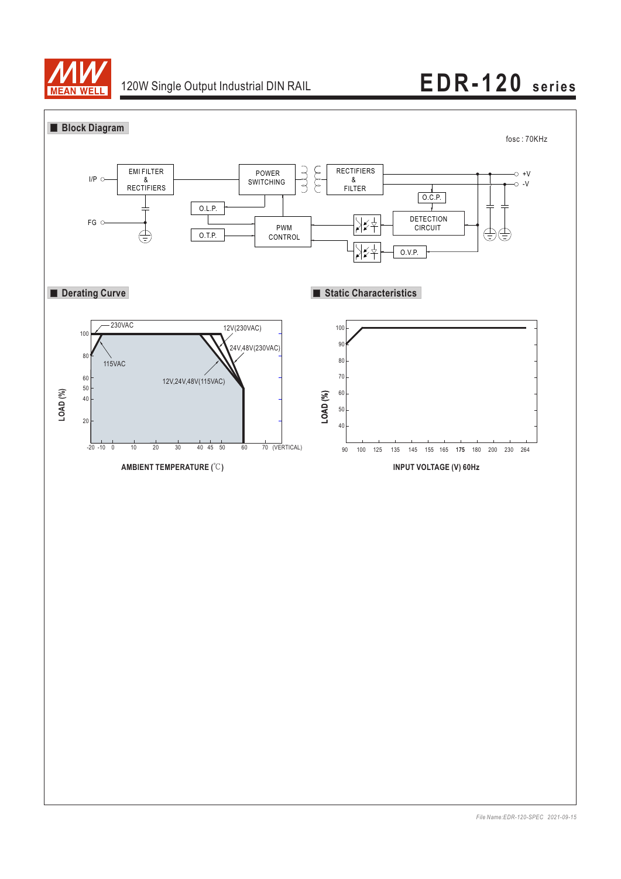## Block Diagram

fosc : 70KHz

I/P, FG, EMI FILTER & RECTIFIERS, POWER SWITCHING, RECTIFIERS & FILTER, +V, -V, O.C.P., O.L.P., O.T.P., PWM CONTROL, DETECTION CIRCUIT, O.V.P.

## Derating Curve

230VAC

115VAC

12V(230VAC)

24V,48V(230VAC)

12V,24V,48V(115VAC)

LOAD (%): 100, 80, 60, 50, 40, 20

AMBIENT TEMPERATURE (℃): -20, -10, 0, 10, 20, 30, 40, 45, 50, 60, 70 (VERTICAL)

## Static Characteristics

LOAD (%): 100, 90, 80, 70, 60, 50, 40

INPUT VOLTAGE (V) 60Hz: 90, 100, 125, 135, 145, 155, 165, 175, 180, 200, 230, 264

File Name:EDR-120-SPEC 2021-09-15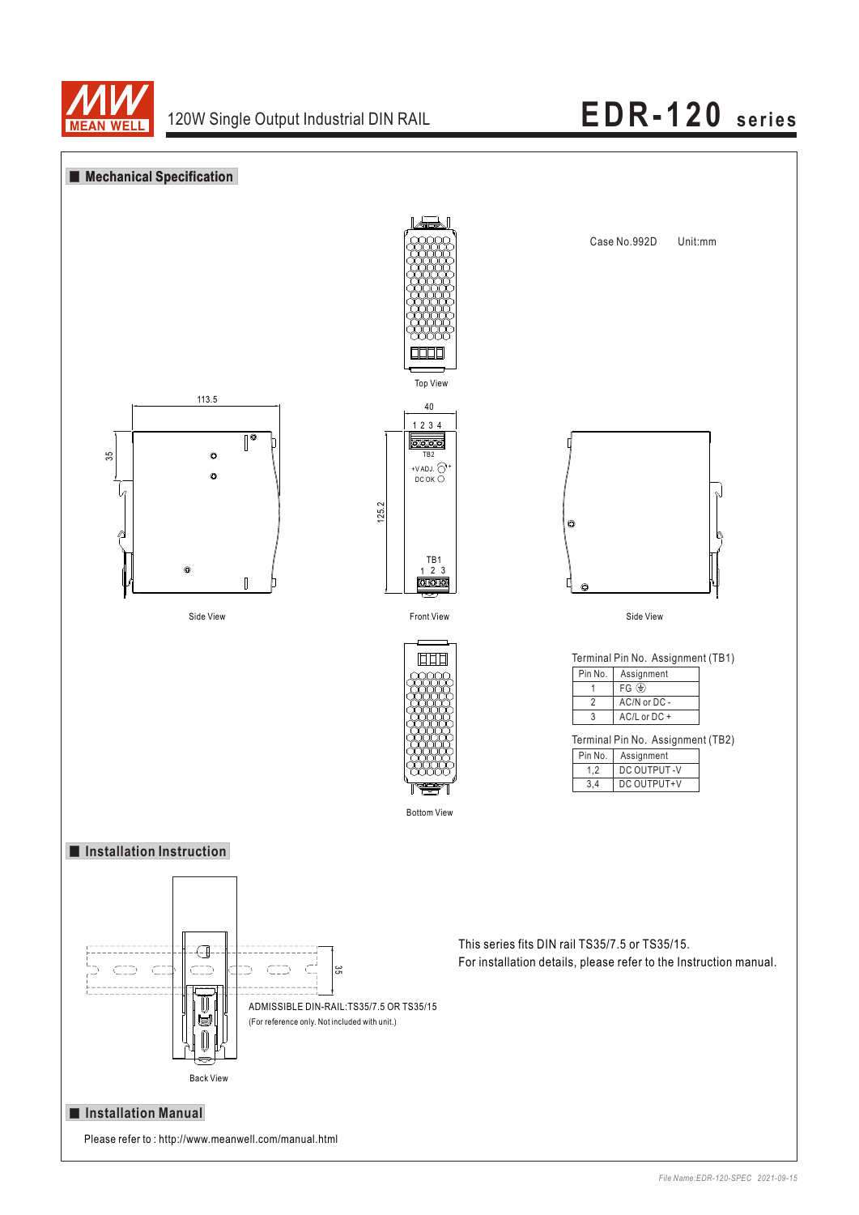## Mechanical Specification

Case No.992D Unit:mm

Top View

113.5

35

Side View

40

1 2 3 4

TB2

+V ADJ.

DC OK

125.2

TB1

1 2 3

Front View

Side View

Bottom View

Terminal Pin No. Assignment (TB1)

| Pin No. | Assignment |
|---|---|
| 1 | FG ⏚ |
| 2 | AC/N or DC - |
| 3 | AC/L or DC + |

Terminal Pin No. Assignment (TB2)

| Pin No. | Assignment |
|---|---|
| 1,2 | DC OUTPUT -V |
| 3,4 | DC OUTPUT+V |

## Installation Instruction

35

ADMISSIBLE DIN-RAIL:TS35/7.5 OR TS35/15

(For reference only. Not included with unit.)

Back View

This series fits DIN rail TS35/7.5 or TS35/15.
For installation details, please refer to the Instruction manual.

## Installation Manual

Please refer to : http://www.meanwell.com/manual.html